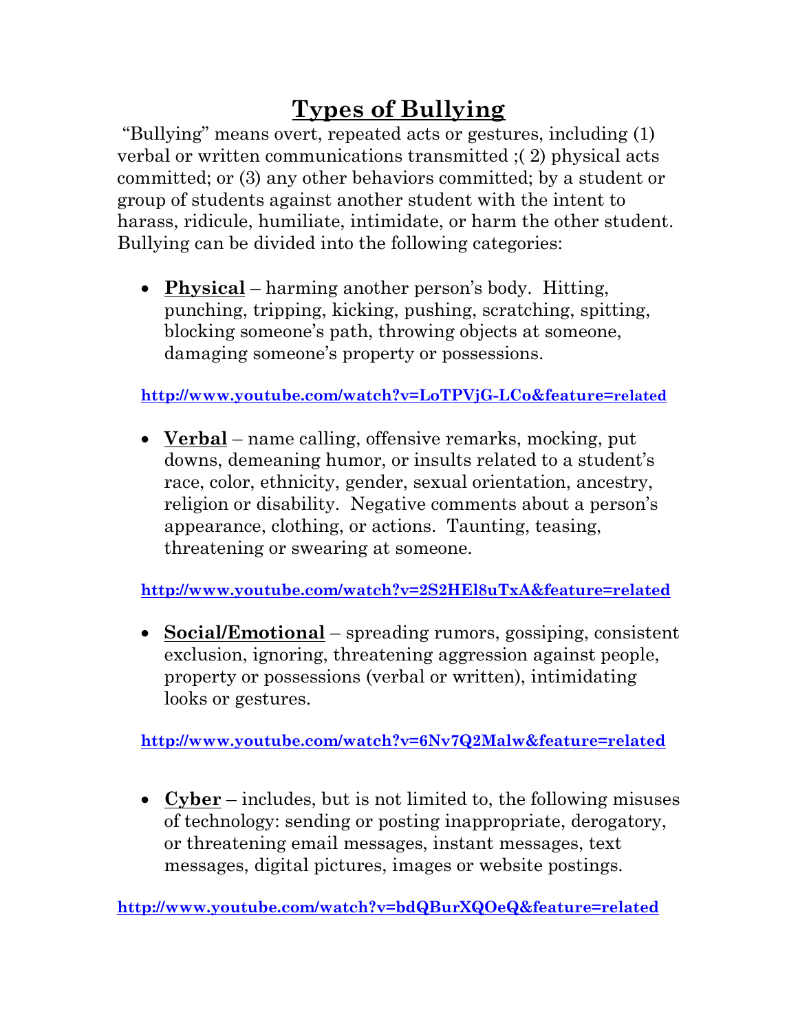# Types of Bullying

"Bullying" means overt, repeated acts or gestures, including (1) verbal or written communications transmitted ;( 2) physical acts committed; or (3) any other behaviors committed; by a student or group of students against another student with the intent to harass, ridicule, humiliate, intimidate, or harm the other student. Bullying can be divided into the following categories:

- **Physical** – harming another person's body. Hitting, punching, tripping, kicking, pushing, scratching, spitting, blocking someone's path, throwing objects at someone, damaging someone's property or possessions.

**http://www.youtube.com/watch?v=LoTPVjG-LCo&feature=related**

- **Verbal** – name calling, offensive remarks, mocking, put downs, demeaning humor, or insults related to a student's race, color, ethnicity, gender, sexual orientation, ancestry, religion or disability. Negative comments about a person's appearance, clothing, or actions. Taunting, teasing, threatening or swearing at someone.

**http://www.youtube.com/watch?v=2S2HEl8uTxA&feature=related**

- **Social/Emotional** – spreading rumors, gossiping, consistent exclusion, ignoring, threatening aggression against people, property or possessions (verbal or written), intimidating looks or gestures.

**http://www.youtube.com/watch?v=6Nv7Q2Malw&feature=related**

- **Cyber** – includes, but is not limited to, the following misuses of technology: sending or posting inappropriate, derogatory, or threatening email messages, instant messages, text messages, digital pictures, images or website postings.

**http://www.youtube.com/watch?v=bdQBurXQOeQ&feature=related**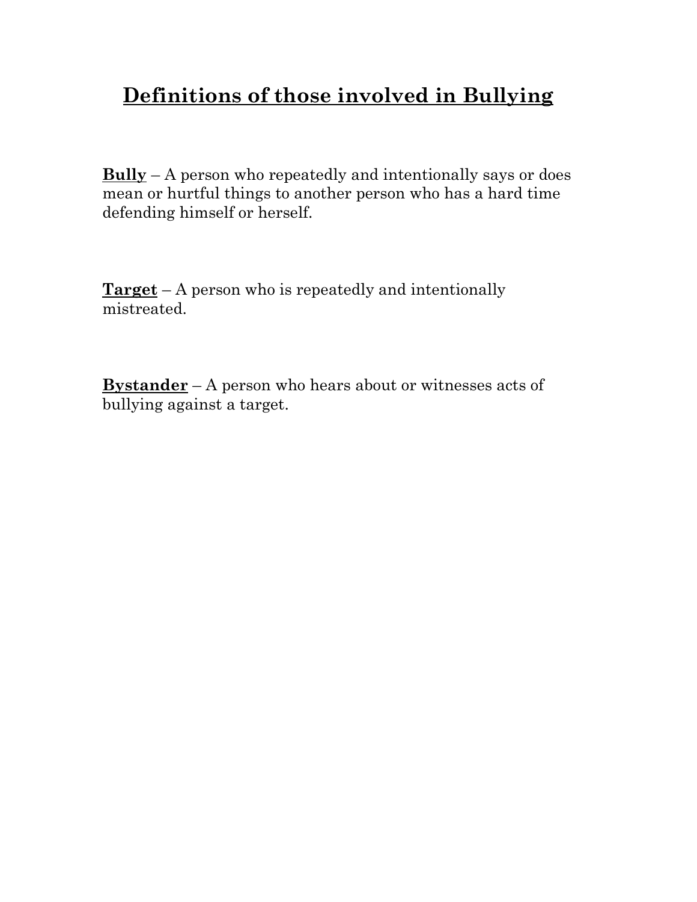# Definitions of those involved in Bullying

**Bully** – A person who repeatedly and intentionally says or does mean or hurtful things to another person who has a hard time defending himself or herself.

**Target** – A person who is repeatedly and intentionally mistreated.

**Bystander** – A person who hears about or witnesses acts of bullying against a target.